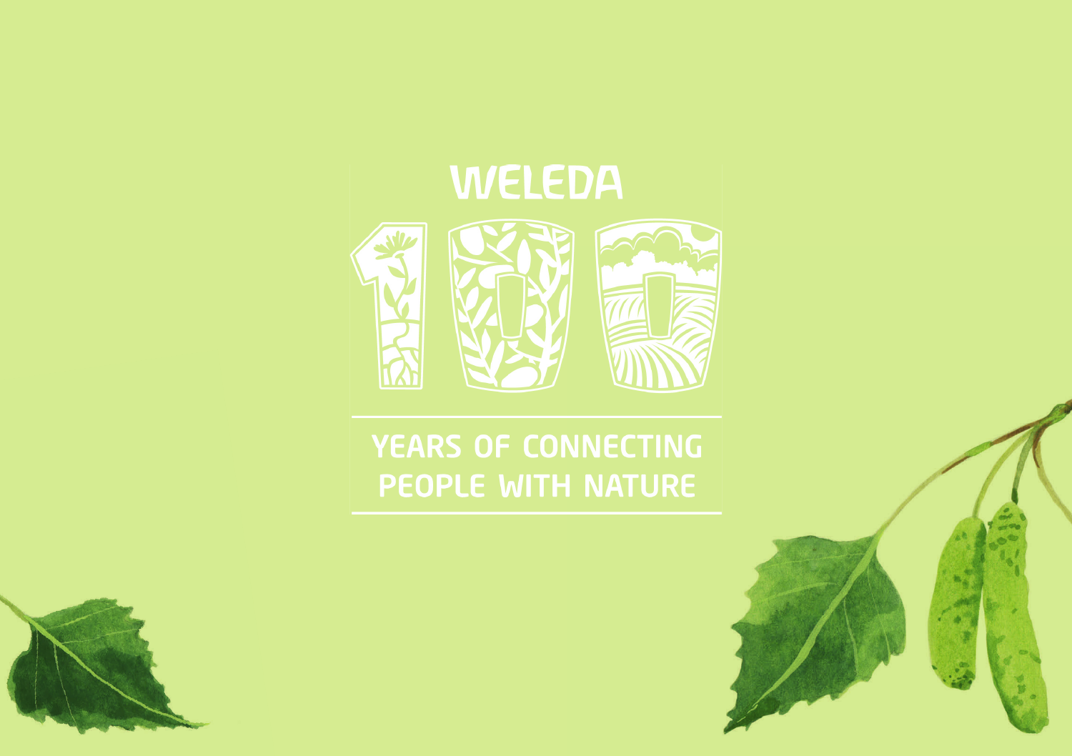# WELEDA

# 100

## YEARS OF CONNECTING PEOPLE WITH NATURE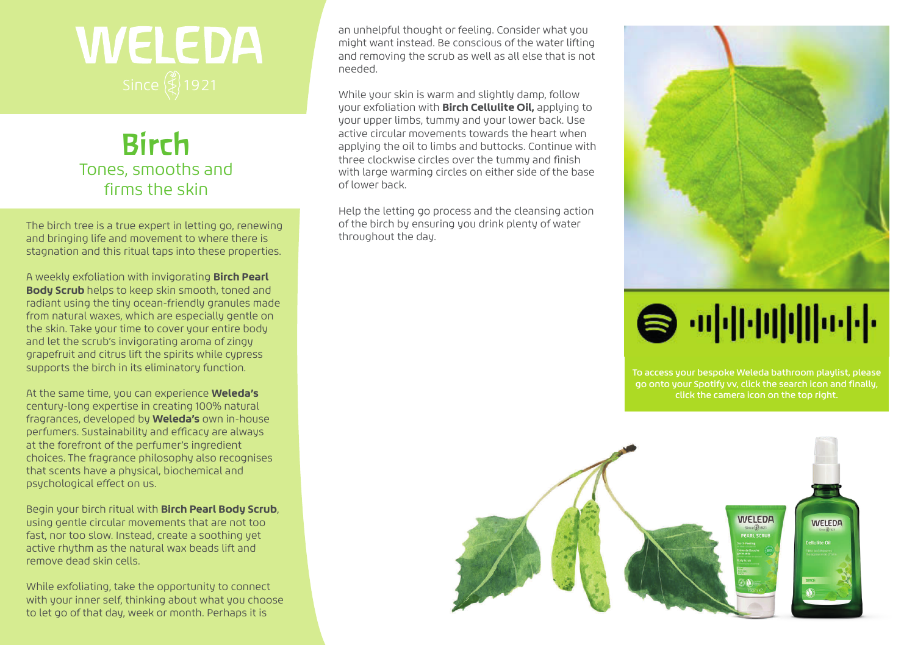# WELEDA

Since 1921

## Birch

### Tones, smooths and firms the skin

The birch tree is a true expert in letting go, renewing and bringing life and movement to where there is stagnation and this ritual taps into these properties.

A weekly exfoliation with invigorating **Birch Pearl Body Scrub** helps to keep skin smooth, toned and radiant using the tiny ocean-friendly granules made from natural waxes, which are especially gentle on the skin. Take your time to cover your entire body and let the scrub's invigorating aroma of zingy grapefruit and citrus lift the spirits while cypress supports the birch in its eliminatory function.

At the same time, you can experience **Weleda's** century-long expertise in creating 100% natural fragrances, developed by **Weleda's** own in-house perfumers. Sustainability and efficacy are always at the forefront of the perfumer's ingredient choices. The fragrance philosophy also recognises that scents have a physical, biochemical and psychological effect on us.

Begin your birch ritual with **Birch Pearl Body Scrub**, using gentle circular movements that are not too fast, nor too slow. Instead, create a soothing yet active rhythm as the natural wax beads lift and remove dead skin cells.

While exfoliating, take the opportunity to connect with your inner self, thinking about what you choose to let go of that day, week or month. Perhaps it is an unhelpful thought or feeling. Consider what you might want instead. Be conscious of the water lifting and removing the scrub as well as all else that is not needed.

While your skin is warm and slightly damp, follow your exfoliation with **Birch Cellulite Oil,** applying to your upper limbs, tummy and your lower back. Use active circular movements towards the heart when applying the oil to limbs and buttocks. Continue with three clockwise circles over the tummy and finish with large warming circles on either side of the base of lower back.

Help the letting go process and the cleansing action of the birch by ensuring you drink plenty of water throughout the day.

To access your bespoke Weleda bathroom playlist, please go onto your Spotify vv, click the search icon and finally, click the camera icon on the top right.